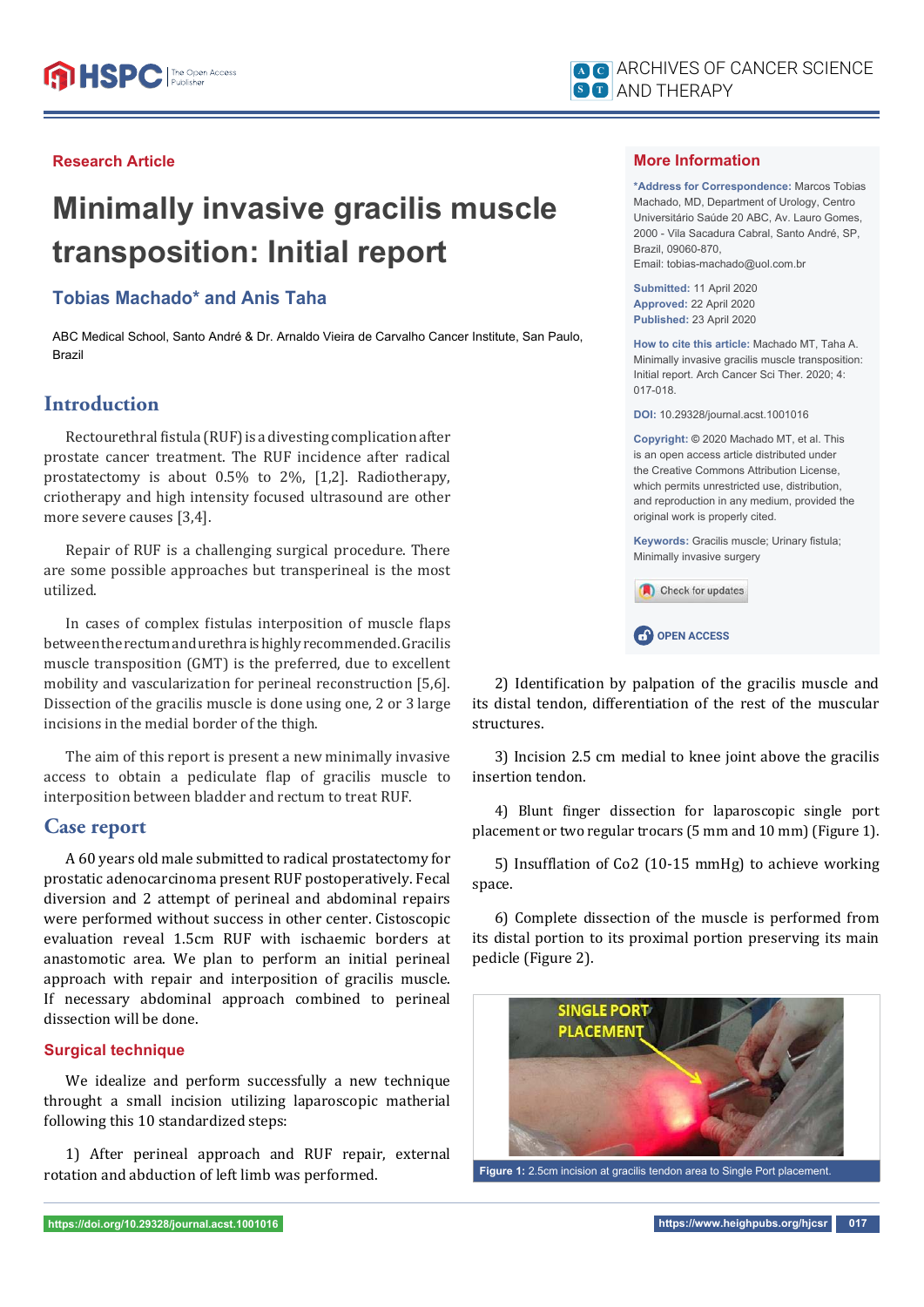Research Article

# Minimally invasive gracilis muscle transposition: Initial report

**Tobias Machado* and Anis Taha**

ABC Medical School, Santo André & Dr. Arnaldo Vieira de Carvalho Cancer Institute, San Paulo, Brazil

## More Information

***Address for Correspondence:** Marcos Tobias Machado, MD, Department of Urology, Centro Universitário Saúde 20 ABC, Av. Lauro Gomes, 2000 - Vila Sacadura Cabral, Santo André, SP, Brazil, 09060-870,
Email: tobias-machado@uol.com.br

**Submitted:** 11 April 2020
**Approved:** 22 April 2020
**Published:** 23 April 2020

**How to cite this article:** Machado MT, Taha A. Minimally invasive gracilis muscle transposition: Initial report. Arch Cancer Sci Ther. 2020; 4: 017-018.

**DOI:** 10.29328/journal.acst.1001016

**Copyright:** © 2020 Machado MT, et al. This is an open access article distributed under the Creative Commons Attribution License, which permits unrestricted use, distribution, and reproduction in any medium, provided the original work is properly cited.

**Keywords:** Gracilis muscle; Urinary fistula; Minimally invasive surgery

## Introduction

Rectourethral fistula (RUF) is a divesting complication after prostate cancer treatment. The RUF incidence after radical prostatectomy is about 0.5% to 2%, [1,2]. Radiotherapy, criotherapy and high intensity focused ultrasound are other more severe causes [3,4].

Repair of RUF is a challenging surgical procedure. There are some possible approaches but transperineal is the most utilized.

In cases of complex fistulas interposition of muscle flaps between the rectum and urethra is highly recommended. Gracilis muscle transposition (GMT) is the preferred, due to excellent mobility and vascularization for perineal reconstruction [5,6]. Dissection of the gracilis muscle is done using one, 2 or 3 large incisions in the medial border of the thigh.

The aim of this report is present a new minimally invasive access to obtain a pediculate flap of gracilis muscle to interposition between bladder and rectum to treat RUF.

## Case report

A 60 years old male submitted to radical prostatectomy for prostatic adenocarcinoma present RUF postoperatively. Fecal diversion and 2 attempt of perineal and abdominal repairs were performed without success in other center. Cistoscopic evaluation reveal 1.5cm RUF with ischaemic borders at anastomotic area. We plan to perform an initial perineal approach with repair and interposition of gracilis muscle. If necessary abdominal approach combined to perineal dissection will be done.

### Surgical technique

We idealize and perform successfully a new technique throught a small incision utilizing laparoscopic matherial following this 10 standardized steps:

1) After perineal approach and RUF repair, external rotation and abduction of left limb was performed.

2) Identification by palpation of the gracilis muscle and its distal tendon, differentiation of the rest of the muscular structures.

3) Incision 2.5 cm medial to knee joint above the gracilis insertion tendon.

4) Blunt finger dissection for laparoscopic single port placement or two regular trocars (5 mm and 10 mm) (Figure 1).

5) Insufflation of Co2 (10-15 mmHg) to achieve working space.

6) Complete dissection of the muscle is performed from its distal portion to its proximal portion preserving its main pedicle (Figure 2).

**Figure 1:** 2.5cm incision at gracilis tendon area to Single Port placement.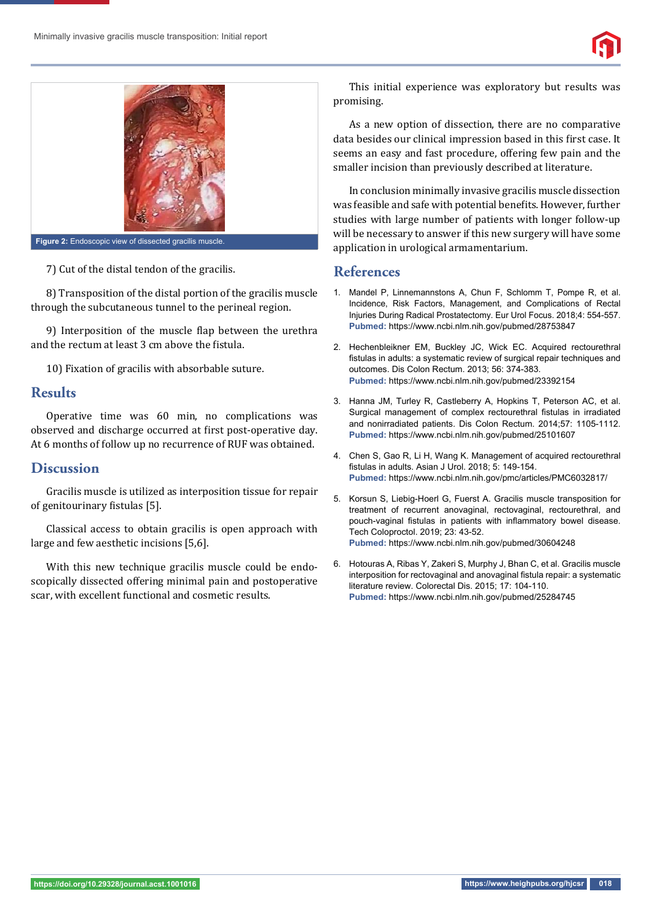Figure 2: Endoscopic view of dissected gracilis muscle.

7) Cut of the distal tendon of the gracilis.

8) Transposition of the distal portion of the gracilis muscle through the subcutaneous tunnel to the perineal region.

9) Interposition of the muscle flap between the urethra and the rectum at least 3 cm above the fistula.

10) Fixation of gracilis with absorbable suture.

## Results

Operative time was 60 min, no complications was observed and discharge occurred at first post-operative day. At 6 months of follow up no recurrence of RUF was obtained.

## Discussion

Gracilis muscle is utilized as interposition tissue for repair of genitourinary fistulas [5].

Classical access to obtain gracilis is open approach with large and few aesthetic incisions [5,6].

With this new technique gracilis muscle could be endoscopically dissected offering minimal pain and postoperative scar, with excellent functional and cosmetic results.

This initial experience was exploratory but results was promising.

As a new option of dissection, there are no comparative data besides our clinical impression based in this first case. It seems an easy and fast procedure, offering few pain and the smaller incision than previously described at literature.

In conclusion minimally invasive gracilis muscle dissection was feasible and safe with potential benefits. However, further studies with large number of patients with longer follow-up will be necessary to answer if this new surgery will have some application in urological armamentarium.

## References

1. Mandel P, Linnemannstons A, Chun F, Schlomm T, Pompe R, et al. Incidence, Risk Factors, Management, and Complications of Rectal Injuries During Radical Prostatectomy. Eur Urol Focus. 2018;4: 554-557. **Pubmed:** https://www.ncbi.nlm.nih.gov/pubmed/28753847

2. Hechenbleikner EM, Buckley JC, Wick EC. Acquired rectourethral fistulas in adults: a systematic review of surgical repair techniques and outcomes. Dis Colon Rectum. 2013; 56: 374-383. **Pubmed:** https://www.ncbi.nlm.nih.gov/pubmed/23392154

3. Hanna JM, Turley R, Castleberry A, Hopkins T, Peterson AC, et al. Surgical management of complex rectourethral fistulas in irradiated and nonirradiated patients. Dis Colon Rectum. 2014;57: 1105-1112. **Pubmed:** https://www.ncbi.nlm.nih.gov/pubmed/25101607

4. Chen S, Gao R, Li H, Wang K. Management of acquired rectourethral fistulas in adults. Asian J Urol. 2018; 5: 149-154. **Pubmed:** https://www.ncbi.nlm.nih.gov/pmc/articles/PMC6032817/

5. Korsun S, Liebig-Hoerl G, Fuerst A. Gracilis muscle transposition for treatment of recurrent anovaginal, rectovaginal, rectourethral, and pouch-vaginal fistulas in patients with inflammatory bowel disease. Tech Coloproctol. 2019; 23: 43-52. **Pubmed:** https://www.ncbi.nlm.nih.gov/pubmed/30604248

6. Hotouras A, Ribas Y, Zakeri S, Murphy J, Bhan C, et al. Gracilis muscle interposition for rectovaginal and anovaginal fistula repair: a systematic literature review. Colorectal Dis. 2015; 17: 104-110. **Pubmed:** https://www.ncbi.nlm.nih.gov/pubmed/25284745